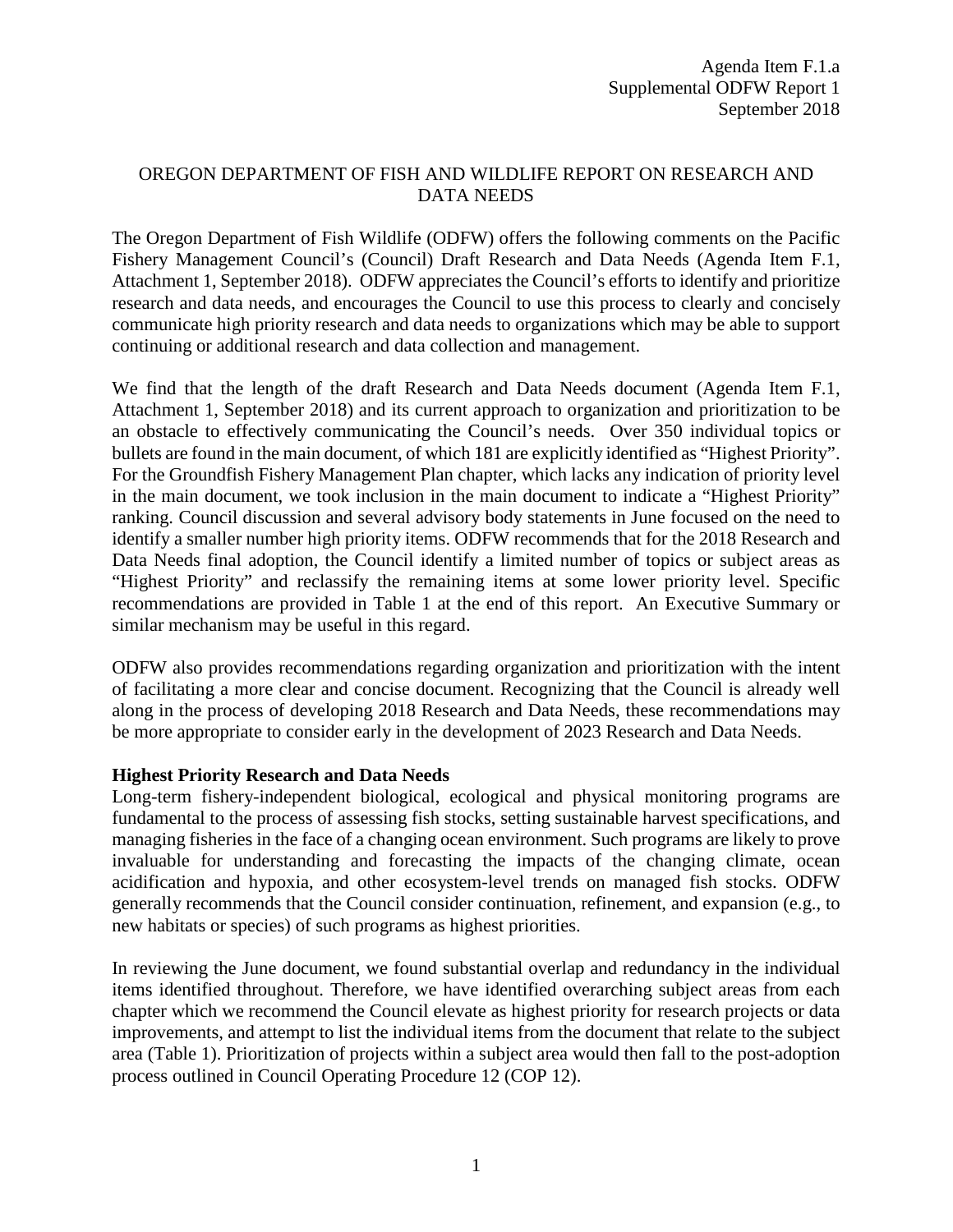Agenda Item F.1.a
Supplemental ODFW Report 1
September 2018

# OREGON DEPARTMENT OF FISH AND WILDLIFE REPORT ON RESEARCH AND DATA NEEDS

The Oregon Department of Fish Wildlife (ODFW) offers the following comments on the Pacific Fishery Management Council's (Council) Draft Research and Data Needs (Agenda Item F.1, Attachment 1, September 2018). ODFW appreciates the Council's efforts to identify and prioritize research and data needs, and encourages the Council to use this process to clearly and concisely communicate high priority research and data needs to organizations which may be able to support continuing or additional research and data collection and management.

We find that the length of the draft Research and Data Needs document (Agenda Item F.1, Attachment 1, September 2018) and its current approach to organization and prioritization to be an obstacle to effectively communicating the Council's needs. Over 350 individual topics or bullets are found in the main document, of which 181 are explicitly identified as "Highest Priority". For the Groundfish Fishery Management Plan chapter, which lacks any indication of priority level in the main document, we took inclusion in the main document to indicate a "Highest Priority" ranking. Council discussion and several advisory body statements in June focused on the need to identify a smaller number high priority items. ODFW recommends that for the 2018 Research and Data Needs final adoption, the Council identify a limited number of topics or subject areas as "Highest Priority" and reclassify the remaining items at some lower priority level. Specific recommendations are provided in Table 1 at the end of this report. An Executive Summary or similar mechanism may be useful in this regard.

ODFW also provides recommendations regarding organization and prioritization with the intent of facilitating a more clear and concise document. Recognizing that the Council is already well along in the process of developing 2018 Research and Data Needs, these recommendations may be more appropriate to consider early in the development of 2023 Research and Data Needs.

**Highest Priority Research and Data Needs**

Long-term fishery-independent biological, ecological and physical monitoring programs are fundamental to the process of assessing fish stocks, setting sustainable harvest specifications, and managing fisheries in the face of a changing ocean environment. Such programs are likely to prove invaluable for understanding and forecasting the impacts of the changing climate, ocean acidification and hypoxia, and other ecosystem-level trends on managed fish stocks. ODFW generally recommends that the Council consider continuation, refinement, and expansion (e.g., to new habitats or species) of such programs as highest priorities.

In reviewing the June document, we found substantial overlap and redundancy in the individual items identified throughout. Therefore, we have identified overarching subject areas from each chapter which we recommend the Council elevate as highest priority for research projects or data improvements, and attempt to list the individual items from the document that relate to the subject area (Table 1). Prioritization of projects within a subject area would then fall to the post-adoption process outlined in Council Operating Procedure 12 (COP 12).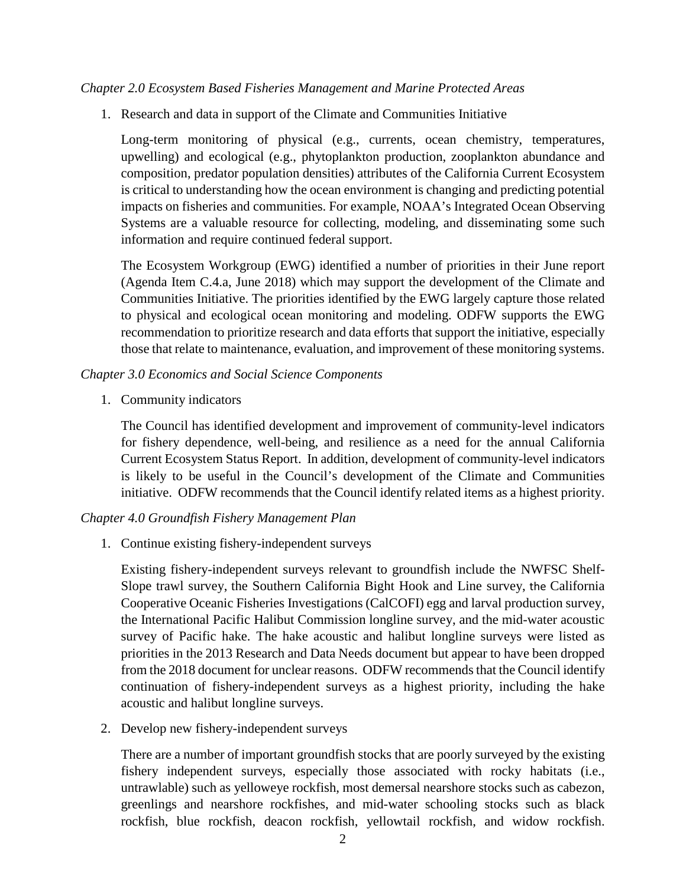*Chapter 2.0 Ecosystem Based Fisheries Management and Marine Protected Areas*

1. Research and data in support of the Climate and Communities Initiative

   Long-term monitoring of physical (e.g., currents, ocean chemistry, temperatures, upwelling) and ecological (e.g., phytoplankton production, zooplankton abundance and composition, predator population densities) attributes of the California Current Ecosystem is critical to understanding how the ocean environment is changing and predicting potential impacts on fisheries and communities. For example, NOAA's Integrated Ocean Observing Systems are a valuable resource for collecting, modeling, and disseminating some such information and require continued federal support.

   The Ecosystem Workgroup (EWG) identified a number of priorities in their June report (Agenda Item C.4.a, June 2018) which may support the development of the Climate and Communities Initiative. The priorities identified by the EWG largely capture those related to physical and ecological ocean monitoring and modeling. ODFW supports the EWG recommendation to prioritize research and data efforts that support the initiative, especially those that relate to maintenance, evaluation, and improvement of these monitoring systems.

*Chapter 3.0 Economics and Social Science Components*

1. Community indicators

   The Council has identified development and improvement of community-level indicators for fishery dependence, well-being, and resilience as a need for the annual California Current Ecosystem Status Report. In addition, development of community-level indicators is likely to be useful in the Council's development of the Climate and Communities initiative. ODFW recommends that the Council identify related items as a highest priority.

*Chapter 4.0 Groundfish Fishery Management Plan*

1. Continue existing fishery-independent surveys

   Existing fishery-independent surveys relevant to groundfish include the NWFSC Shelf-Slope trawl survey, the Southern California Bight Hook and Line survey, the California Cooperative Oceanic Fisheries Investigations (CalCOFI) egg and larval production survey, the International Pacific Halibut Commission longline survey, and the mid-water acoustic survey of Pacific hake. The hake acoustic and halibut longline surveys were listed as priorities in the 2013 Research and Data Needs document but appear to have been dropped from the 2018 document for unclear reasons. ODFW recommends that the Council identify continuation of fishery-independent surveys as a highest priority, including the hake acoustic and halibut longline surveys.

2. Develop new fishery-independent surveys

   There are a number of important groundfish stocks that are poorly surveyed by the existing fishery independent surveys, especially those associated with rocky habitats (i.e., untrawlable) such as yelloweye rockfish, most demersal nearshore stocks such as cabezon, greenlings and nearshore rockfishes, and mid-water schooling stocks such as black rockfish, blue rockfish, deacon rockfish, yellowtail rockfish, and widow rockfish.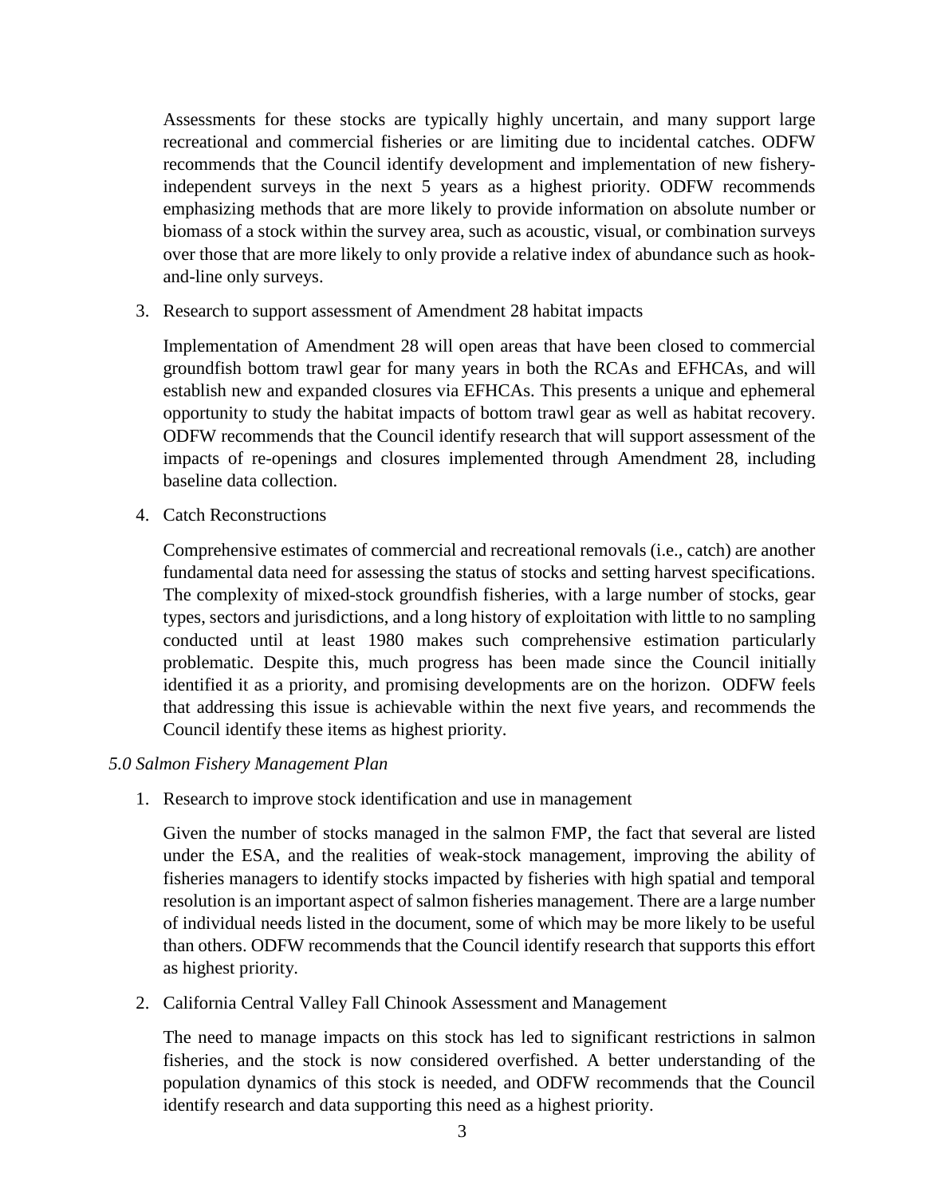Assessments for these stocks are typically highly uncertain, and many support large recreational and commercial fisheries or are limiting due to incidental catches. ODFW recommends that the Council identify development and implementation of new fishery-independent surveys in the next 5 years as a highest priority. ODFW recommends emphasizing methods that are more likely to provide information on absolute number or biomass of a stock within the survey area, such as acoustic, visual, or combination surveys over those that are more likely to only provide a relative index of abundance such as hook-and-line only surveys.

3. Research to support assessment of Amendment 28 habitat impacts

   Implementation of Amendment 28 will open areas that have been closed to commercial groundfish bottom trawl gear for many years in both the RCAs and EFHCAs, and will establish new and expanded closures via EFHCAs. This presents a unique and ephemeral opportunity to study the habitat impacts of bottom trawl gear as well as habitat recovery. ODFW recommends that the Council identify research that will support assessment of the impacts of re-openings and closures implemented through Amendment 28, including baseline data collection.

4. Catch Reconstructions

   Comprehensive estimates of commercial and recreational removals (i.e., catch) are another fundamental data need for assessing the status of stocks and setting harvest specifications. The complexity of mixed-stock groundfish fisheries, with a large number of stocks, gear types, sectors and jurisdictions, and a long history of exploitation with little to no sampling conducted until at least 1980 makes such comprehensive estimation particularly problematic. Despite this, much progress has been made since the Council initially identified it as a priority, and promising developments are on the horizon. ODFW feels that addressing this issue is achievable within the next five years, and recommends the Council identify these items as highest priority.

*5.0 Salmon Fishery Management Plan*

1. Research to improve stock identification and use in management

   Given the number of stocks managed in the salmon FMP, the fact that several are listed under the ESA, and the realities of weak-stock management, improving the ability of fisheries managers to identify stocks impacted by fisheries with high spatial and temporal resolution is an important aspect of salmon fisheries management. There are a large number of individual needs listed in the document, some of which may be more likely to be useful than others. ODFW recommends that the Council identify research that supports this effort as highest priority.

2. California Central Valley Fall Chinook Assessment and Management

   The need to manage impacts on this stock has led to significant restrictions in salmon fisheries, and the stock is now considered overfished. A better understanding of the population dynamics of this stock is needed, and ODFW recommends that the Council identify research and data supporting this need as a highest priority.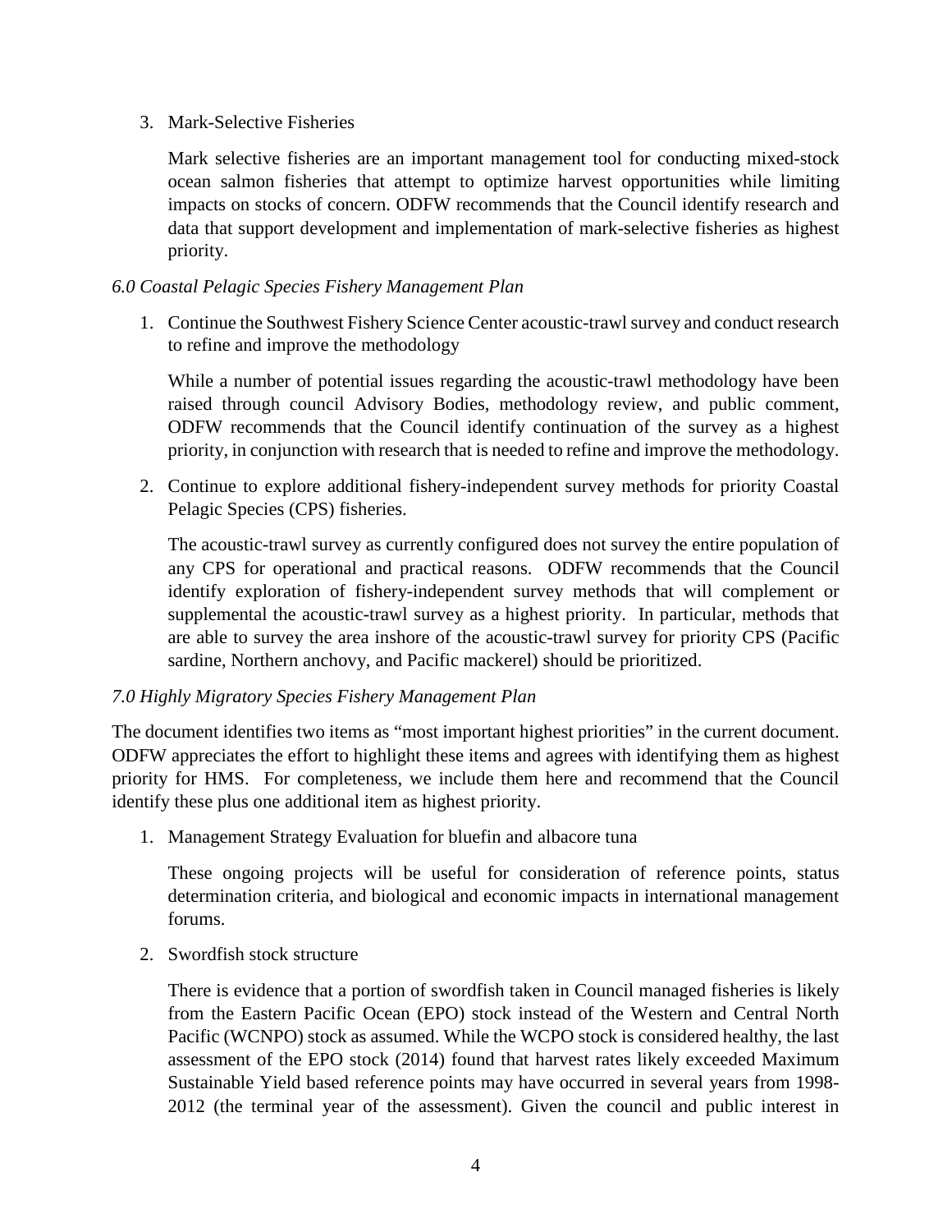3. Mark-Selective Fisheries

   Mark selective fisheries are an important management tool for conducting mixed-stock ocean salmon fisheries that attempt to optimize harvest opportunities while limiting impacts on stocks of concern. ODFW recommends that the Council identify research and data that support development and implementation of mark-selective fisheries as highest priority.

*6.0 Coastal Pelagic Species Fishery Management Plan*

1. Continue the Southwest Fishery Science Center acoustic-trawl survey and conduct research to refine and improve the methodology

   While a number of potential issues regarding the acoustic-trawl methodology have been raised through council Advisory Bodies, methodology review, and public comment, ODFW recommends that the Council identify continuation of the survey as a highest priority, in conjunction with research that is needed to refine and improve the methodology.

2. Continue to explore additional fishery-independent survey methods for priority Coastal Pelagic Species (CPS) fisheries.

   The acoustic-trawl survey as currently configured does not survey the entire population of any CPS for operational and practical reasons. ODFW recommends that the Council identify exploration of fishery-independent survey methods that will complement or supplemental the acoustic-trawl survey as a highest priority. In particular, methods that are able to survey the area inshore of the acoustic-trawl survey for priority CPS (Pacific sardine, Northern anchovy, and Pacific mackerel) should be prioritized.

*7.0 Highly Migratory Species Fishery Management Plan*

The document identifies two items as "most important highest priorities" in the current document. ODFW appreciates the effort to highlight these items and agrees with identifying them as highest priority for HMS. For completeness, we include them here and recommend that the Council identify these plus one additional item as highest priority.

1. Management Strategy Evaluation for bluefin and albacore tuna

   These ongoing projects will be useful for consideration of reference points, status determination criteria, and biological and economic impacts in international management forums.

2. Swordfish stock structure

   There is evidence that a portion of swordfish taken in Council managed fisheries is likely from the Eastern Pacific Ocean (EPO) stock instead of the Western and Central North Pacific (WCNPO) stock as assumed. While the WCPO stock is considered healthy, the last assessment of the EPO stock (2014) found that harvest rates likely exceeded Maximum Sustainable Yield based reference points may have occurred in several years from 1998-2012 (the terminal year of the assessment). Given the council and public interest in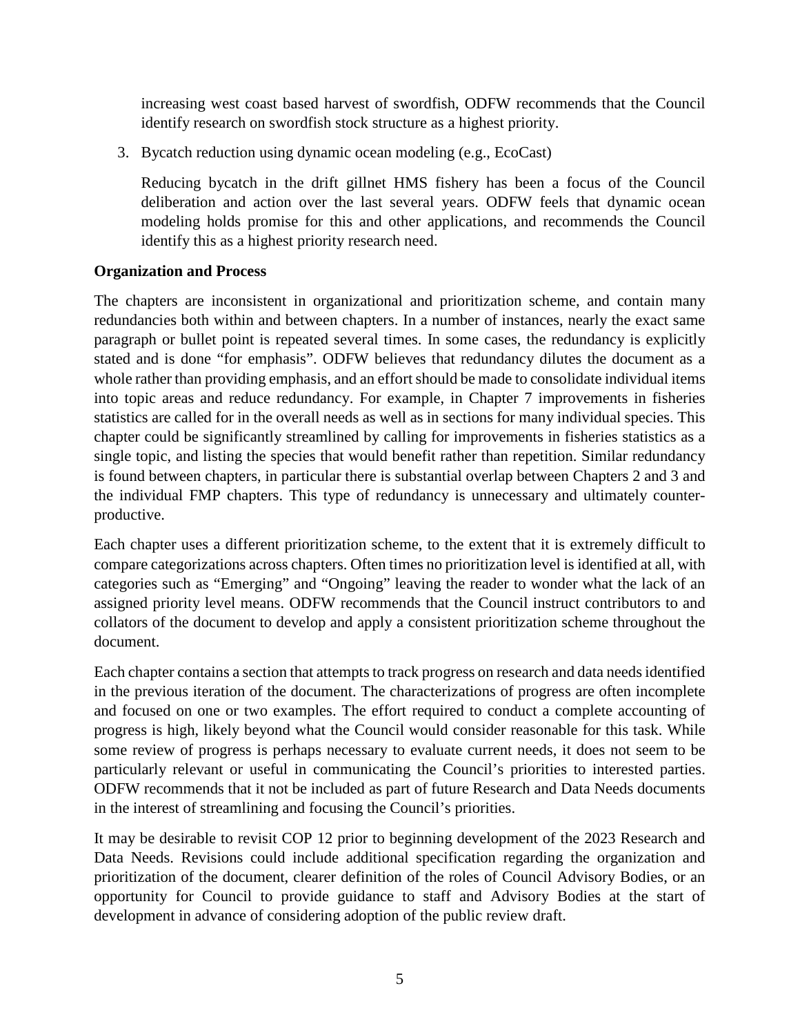increasing west coast based harvest of swordfish, ODFW recommends that the Council identify research on swordfish stock structure as a highest priority.

3. Bycatch reduction using dynamic ocean modeling (e.g., EcoCast)

   Reducing bycatch in the drift gillnet HMS fishery has been a focus of the Council deliberation and action over the last several years. ODFW feels that dynamic ocean modeling holds promise for this and other applications, and recommends the Council identify this as a highest priority research need.

**Organization and Process**

The chapters are inconsistent in organizational and prioritization scheme, and contain many redundancies both within and between chapters. In a number of instances, nearly the exact same paragraph or bullet point is repeated several times. In some cases, the redundancy is explicitly stated and is done "for emphasis". ODFW believes that redundancy dilutes the document as a whole rather than providing emphasis, and an effort should be made to consolidate individual items into topic areas and reduce redundancy. For example, in Chapter 7 improvements in fisheries statistics are called for in the overall needs as well as in sections for many individual species. This chapter could be significantly streamlined by calling for improvements in fisheries statistics as a single topic, and listing the species that would benefit rather than repetition. Similar redundancy is found between chapters, in particular there is substantial overlap between Chapters 2 and 3 and the individual FMP chapters. This type of redundancy is unnecessary and ultimately counter-productive.

Each chapter uses a different prioritization scheme, to the extent that it is extremely difficult to compare categorizations across chapters. Often times no prioritization level is identified at all, with categories such as "Emerging" and "Ongoing" leaving the reader to wonder what the lack of an assigned priority level means. ODFW recommends that the Council instruct contributors to and collators of the document to develop and apply a consistent prioritization scheme throughout the document.

Each chapter contains a section that attempts to track progress on research and data needs identified in the previous iteration of the document. The characterizations of progress are often incomplete and focused on one or two examples. The effort required to conduct a complete accounting of progress is high, likely beyond what the Council would consider reasonable for this task. While some review of progress is perhaps necessary to evaluate current needs, it does not seem to be particularly relevant or useful in communicating the Council's priorities to interested parties. ODFW recommends that it not be included as part of future Research and Data Needs documents in the interest of streamlining and focusing the Council's priorities.

It may be desirable to revisit COP 12 prior to beginning development of the 2023 Research and Data Needs. Revisions could include additional specification regarding the organization and prioritization of the document, clearer definition of the roles of Council Advisory Bodies, or an opportunity for Council to provide guidance to staff and Advisory Bodies at the start of development in advance of considering adoption of the public review draft.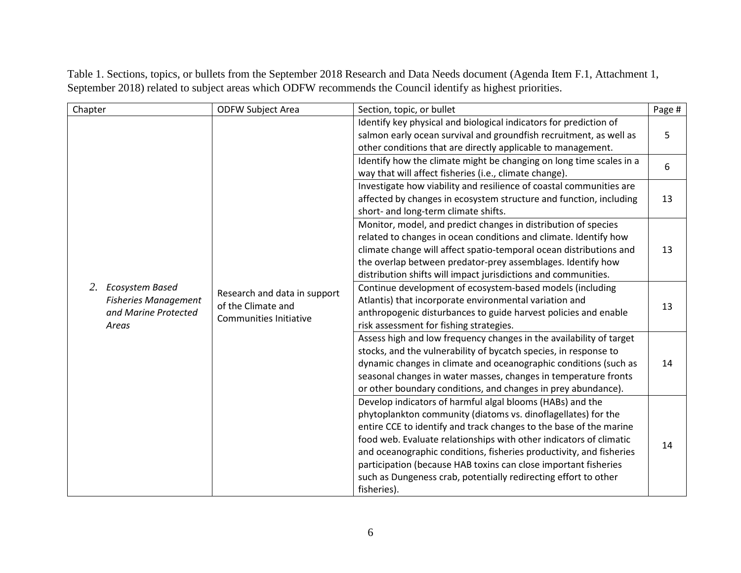Table 1. Sections, topics, or bullets from the September 2018 Research and Data Needs document (Agenda Item F.1, Attachment 1, September 2018) related to subject areas which ODFW recommends the Council identify as highest priorities.

| Chapter | ODFW Subject Area | Section, topic, or bullet | Page # |
|---|---|---|---|
| 2. *Ecosystem Based Fisheries Management and Marine Protected Areas* | Research and data in support of the Climate and Communities Initiative | Identify key physical and biological indicators for prediction of salmon early ocean survival and groundfish recruitment, as well as other conditions that are directly applicable to management. | 5 |
| | | Identify how the climate might be changing on long time scales in a way that will affect fisheries (i.e., climate change). | 6 |
| | | Investigate how viability and resilience of coastal communities are affected by changes in ecosystem structure and function, including short- and long-term climate shifts. | 13 |
| | | Monitor, model, and predict changes in distribution of species related to changes in ocean conditions and climate. Identify how climate change will affect spatio-temporal ocean distributions and the overlap between predator-prey assemblages. Identify how distribution shifts will impact jurisdictions and communities. | 13 |
| | | Continue development of ecosystem-based models (including Atlantis) that incorporate environmental variation and anthropogenic disturbances to guide harvest policies and enable risk assessment for fishing strategies. | 13 |
| | | Assess high and low frequency changes in the availability of target stocks, and the vulnerability of bycatch species, in response to dynamic changes in climate and oceanographic conditions (such as seasonal changes in water masses, changes in temperature fronts or other boundary conditions, and changes in prey abundance). | 14 |
| | | Develop indicators of harmful algal blooms (HABs) and the phytoplankton community (diatoms vs. dinoflagellates) for the entire CCE to identify and track changes to the base of the marine food web. Evaluate relationships with other indicators of climatic and oceanographic conditions, fisheries productivity, and fisheries participation (because HAB toxins can close important fisheries such as Dungeness crab, potentially redirecting effort to other fisheries). | 14 |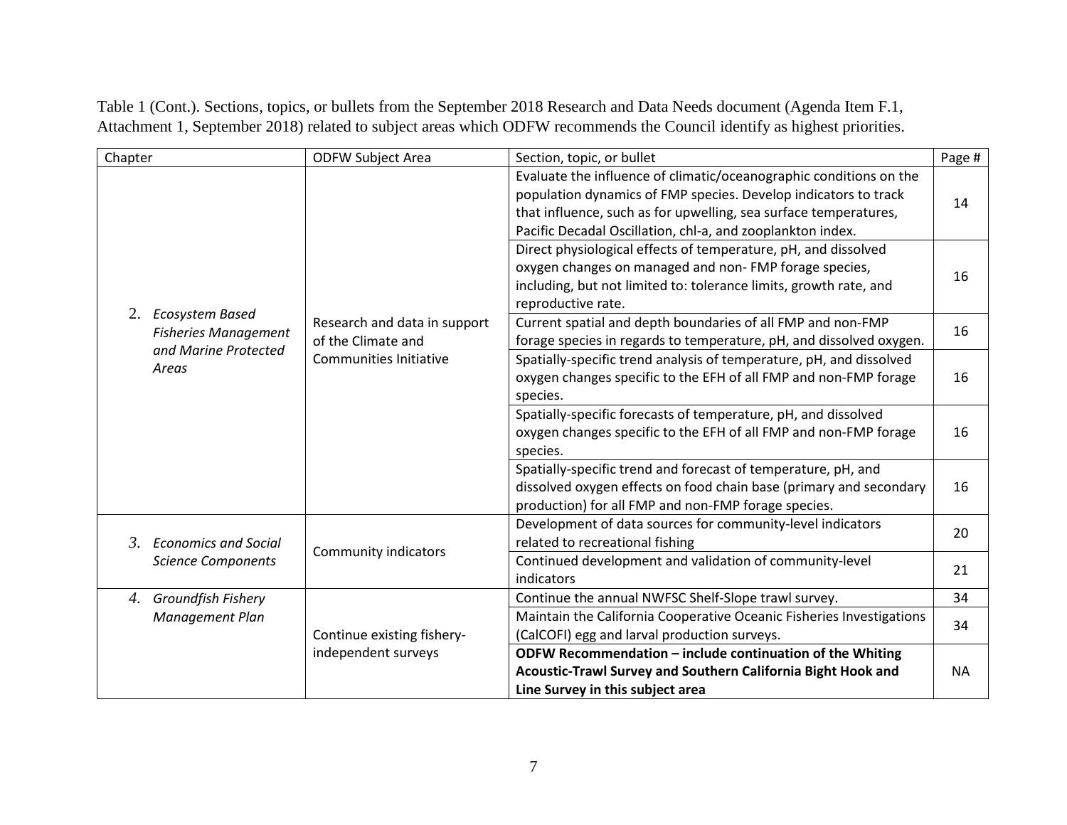Table 1 (Cont.). Sections, topics, or bullets from the September 2018 Research and Data Needs document (Agenda Item F.1, Attachment 1, September 2018) related to subject areas which ODFW recommends the Council identify as highest priorities.

| Chapter | ODFW Subject Area | Section, topic, or bullet | Page # |
|---|---|---|---|
| 2. *Ecosystem Based Fisheries Management and Marine Protected Areas* | Research and data in support of the Climate and Communities Initiative | Evaluate the influence of climatic/oceanographic conditions on the population dynamics of FMP species. Develop indicators to track that influence, such as for upwelling, sea surface temperatures, Pacific Decadal Oscillation, chl-a, and zooplankton index. | 14 |
| | | Direct physiological effects of temperature, pH, and dissolved oxygen changes on managed and non- FMP forage species, including, but not limited to: tolerance limits, growth rate, and reproductive rate. | 16 |
| | | Current spatial and depth boundaries of all FMP and non-FMP forage species in regards to temperature, pH, and dissolved oxygen. | 16 |
| | | Spatially-specific trend analysis of temperature, pH, and dissolved oxygen changes specific to the EFH of all FMP and non-FMP forage species. | 16 |
| | | Spatially-specific forecasts of temperature, pH, and dissolved oxygen changes specific to the EFH of all FMP and non-FMP forage species. | 16 |
| | | Spatially-specific trend and forecast of temperature, pH, and dissolved oxygen effects on food chain base (primary and secondary production) for all FMP and non-FMP forage species. | 16 |
| 3. *Economics and Social Science Components* | Community indicators | Development of data sources for community-level indicators related to recreational fishing | 20 |
| | | Continued development and validation of community-level indicators | 21 |
| 4. *Groundfish Fishery Management Plan* | Continue existing fishery-independent surveys | Continue the annual NWFSC Shelf-Slope trawl survey. | 34 |
| | | Maintain the California Cooperative Oceanic Fisheries Investigations (CalCOFI) egg and larval production surveys. | 34 |
| | | **ODFW Recommendation – include continuation of the Whiting Acoustic-Trawl Survey and Southern California Bight Hook and Line Survey in this subject area** | NA |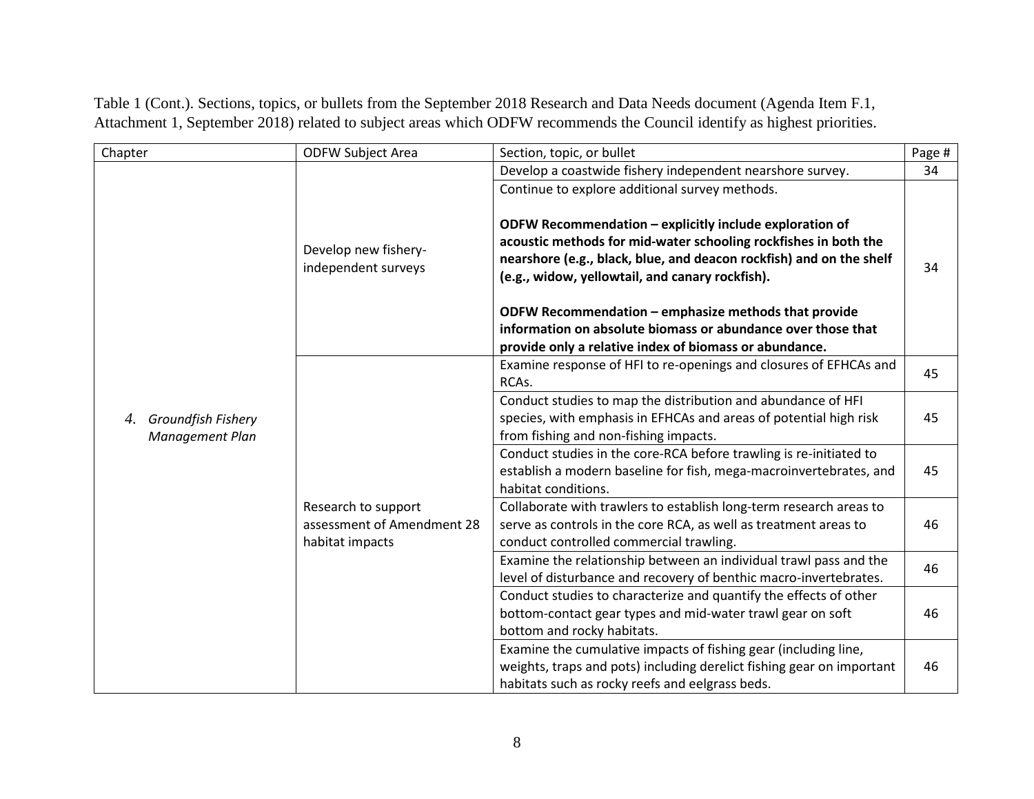Table 1 (Cont.). Sections, topics, or bullets from the September 2018 Research and Data Needs document (Agenda Item F.1, Attachment 1, September 2018) related to subject areas which ODFW recommends the Council identify as highest priorities.

| Chapter | ODFW Subject Area | Section, topic, or bullet | Page # |
|---|---|---|---|
| *4. Groundfish Fishery Management Plan* | Develop new fishery-independent surveys | Develop a coastwide fishery independent nearshore survey. | 34 |
| | | Continue to explore additional survey methods.<br><br>**ODFW Recommendation – explicitly include exploration of acoustic methods for mid-water schooling rockfishes in both the nearshore (e.g., black, blue, and deacon rockfish) and on the shelf (e.g., widow, yellowtail, and canary rockfish).**<br><br>**ODFW Recommendation – emphasize methods that provide information on absolute biomass or abundance over those that provide only a relative index of biomass or abundance.** | 34 |
| | Research to support assessment of Amendment 28 habitat impacts | Examine response of HFI to re-openings and closures of EFHCAs and RCAs. | 45 |
| | | Conduct studies to map the distribution and abundance of HFI species, with emphasis in EFHCAs and areas of potential high risk from fishing and non-fishing impacts. | 45 |
| | | Conduct studies in the core-RCA before trawling is re-initiated to establish a modern baseline for fish, mega-macroinvertebrates, and habitat conditions. | 45 |
| | | Collaborate with trawlers to establish long-term research areas to serve as controls in the core RCA, as well as treatment areas to conduct controlled commercial trawling. | 46 |
| | | Examine the relationship between an individual trawl pass and the level of disturbance and recovery of benthic macro-invertebrates. | 46 |
| | | Conduct studies to characterize and quantify the effects of other bottom-contact gear types and mid-water trawl gear on soft bottom and rocky habitats. | 46 |
| | | Examine the cumulative impacts of fishing gear (including line, weights, traps and pots) including derelict fishing gear on important habitats such as rocky reefs and eelgrass beds. | 46 |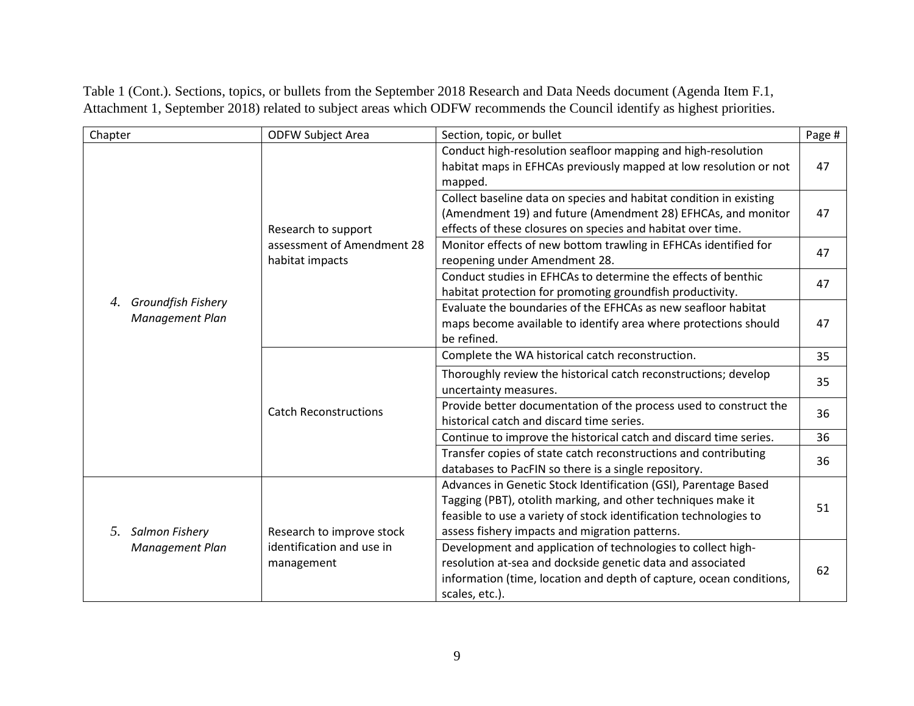Table 1 (Cont.). Sections, topics, or bullets from the September 2018 Research and Data Needs document (Agenda Item F.1, Attachment 1, September 2018) related to subject areas which ODFW recommends the Council identify as highest priorities.

| Chapter | ODFW Subject Area | Section, topic, or bullet | Page # |
|---|---|---|---|
| *4. Groundfish Fishery Management Plan* | Research to support assessment of Amendment 28 habitat impacts | Conduct high-resolution seafloor mapping and high-resolution habitat maps in EFHCAs previously mapped at low resolution or not mapped. | 47 |
| | | Collect baseline data on species and habitat condition in existing (Amendment 19) and future (Amendment 28) EFHCAs, and monitor effects of these closures on species and habitat over time. | 47 |
| | | Monitor effects of new bottom trawling in EFHCAs identified for reopening under Amendment 28. | 47 |
| | | Conduct studies in EFHCAs to determine the effects of benthic habitat protection for promoting groundfish productivity. | 47 |
| | | Evaluate the boundaries of the EFHCAs as new seafloor habitat maps become available to identify area where protections should be refined. | 47 |
| | Catch Reconstructions | Complete the WA historical catch reconstruction. | 35 |
| | | Thoroughly review the historical catch reconstructions; develop uncertainty measures. | 35 |
| | | Provide better documentation of the process used to construct the historical catch and discard time series. | 36 |
| | | Continue to improve the historical catch and discard time series. | 36 |
| | | Transfer copies of state catch reconstructions and contributing databases to PacFIN so there is a single repository. | 36 |
| *5. Salmon Fishery Management Plan* | Research to improve stock identification and use in management | Advances in Genetic Stock Identification (GSI), Parentage Based Tagging (PBT), otolith marking, and other techniques make it feasible to use a variety of stock identification technologies to assess fishery impacts and migration patterns. | 51 |
| | | Development and application of technologies to collect high-resolution at-sea and dockside genetic data and associated information (time, location and depth of capture, ocean conditions, scales, etc.). | 62 |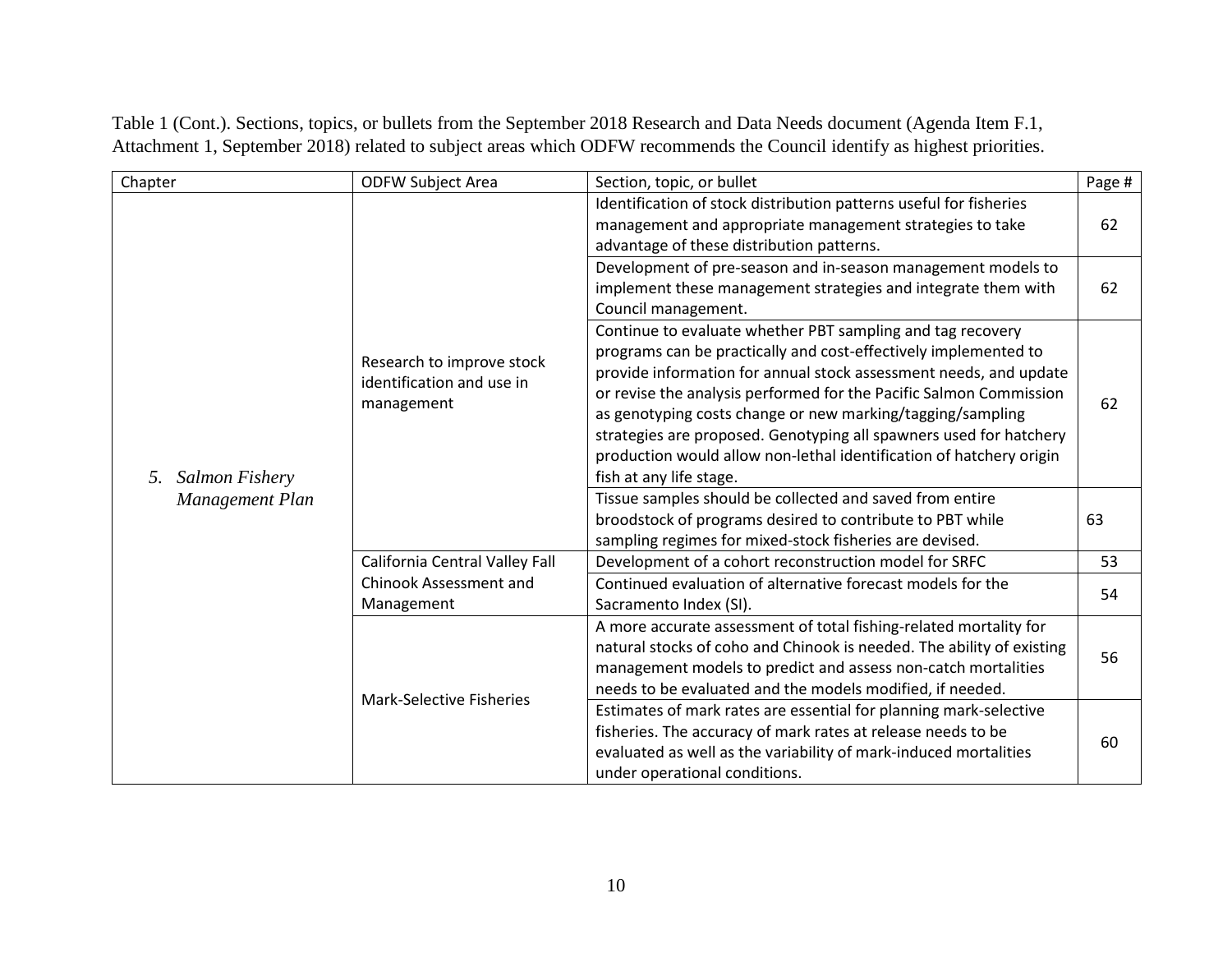Table 1 (Cont.). Sections, topics, or bullets from the September 2018 Research and Data Needs document (Agenda Item F.1, Attachment 1, September 2018) related to subject areas which ODFW recommends the Council identify as highest priorities.

| Chapter | ODFW Subject Area | Section, topic, or bullet | Page # |
|---|---|---|---|
| 5. *Salmon Fishery Management Plan* | Research to improve stock identification and use in management | Identification of stock distribution patterns useful for fisheries management and appropriate management strategies to take advantage of these distribution patterns. | 62 |
| | | Development of pre-season and in-season management models to implement these management strategies and integrate them with Council management. | 62 |
| | | Continue to evaluate whether PBT sampling and tag recovery programs can be practically and cost-effectively implemented to provide information for annual stock assessment needs, and update or revise the analysis performed for the Pacific Salmon Commission as genotyping costs change or new marking/tagging/sampling strategies are proposed. Genotyping all spawners used for hatchery production would allow non-lethal identification of hatchery origin fish at any life stage. | 62 |
| | | Tissue samples should be collected and saved from entire broodstock of programs desired to contribute to PBT while sampling regimes for mixed-stock fisheries are devised. | 63 |
| | California Central Valley Fall Chinook Assessment and Management | Development of a cohort reconstruction model for SRFC | 53 |
| | | Continued evaluation of alternative forecast models for the Sacramento Index (SI). | 54 |
| | Mark-Selective Fisheries | A more accurate assessment of total fishing-related mortality for natural stocks of coho and Chinook is needed. The ability of existing management models to predict and assess non-catch mortalities needs to be evaluated and the models modified, if needed. | 56 |
| | | Estimates of mark rates are essential for planning mark-selective fisheries. The accuracy of mark rates at release needs to be evaluated as well as the variability of mark-induced mortalities under operational conditions. | 60 |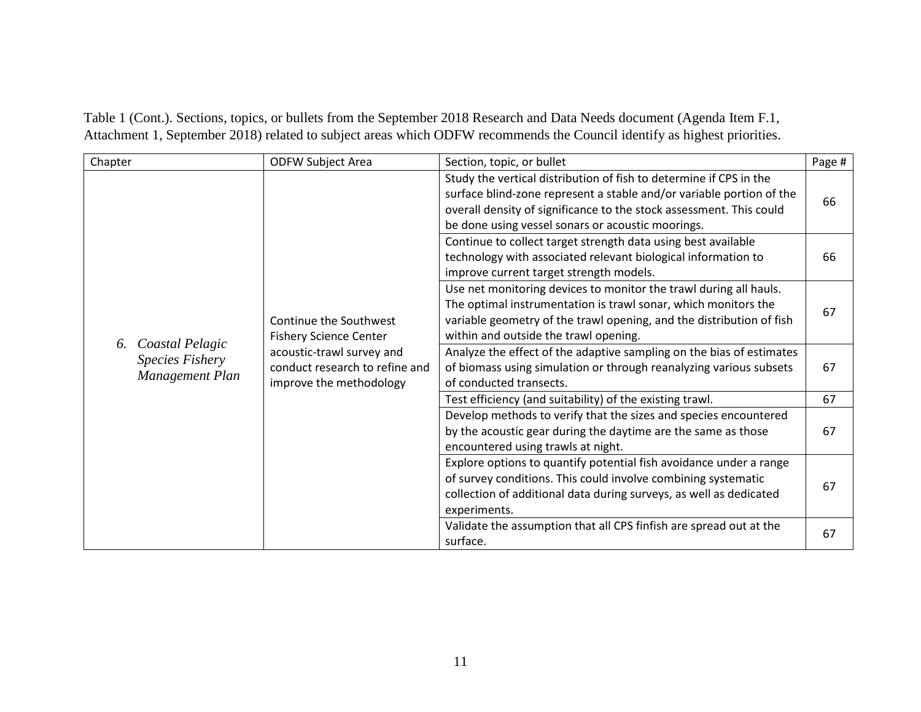Table 1 (Cont.). Sections, topics, or bullets from the September 2018 Research and Data Needs document (Agenda Item F.1, Attachment 1, September 2018) related to subject areas which ODFW recommends the Council identify as highest priorities.

| Chapter | ODFW Subject Area | Section, topic, or bullet | Page # |
|---|---|---|---|
| *6. Coastal Pelagic Species Fishery Management Plan* | Continue the Southwest Fishery Science Center acoustic-trawl survey and conduct research to refine and improve the methodology | Study the vertical distribution of fish to determine if CPS in the surface blind-zone represent a stable and/or variable portion of the overall density of significance to the stock assessment. This could be done using vessel sonars or acoustic moorings. | 66 |
| | | Continue to collect target strength data using best available technology with associated relevant biological information to improve current target strength models. | 66 |
| | | Use net monitoring devices to monitor the trawl during all hauls. The optimal instrumentation is trawl sonar, which monitors the variable geometry of the trawl opening, and the distribution of fish within and outside the trawl opening. | 67 |
| | | Analyze the effect of the adaptive sampling on the bias of estimates of biomass using simulation or through reanalyzing various subsets of conducted transects. | 67 |
| | | Test efficiency (and suitability) of the existing trawl. | 67 |
| | | Develop methods to verify that the sizes and species encountered by the acoustic gear during the daytime are the same as those encountered using trawls at night. | 67 |
| | | Explore options to quantify potential fish avoidance under a range of survey conditions. This could involve combining systematic collection of additional data during surveys, as well as dedicated experiments. | 67 |
| | | Validate the assumption that all CPS finfish are spread out at the surface. | 67 |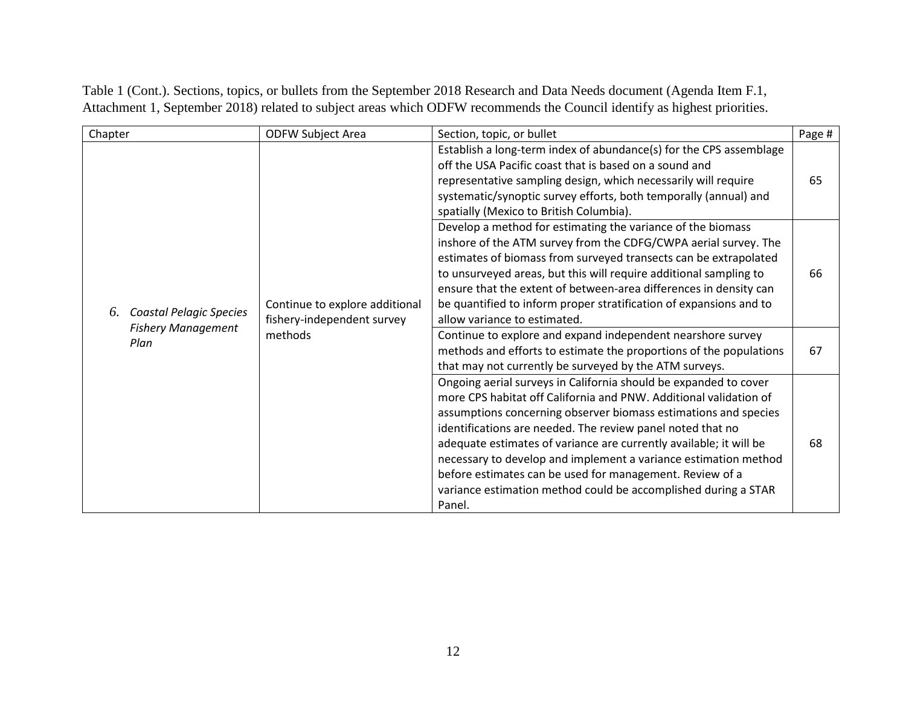Table 1 (Cont.). Sections, topics, or bullets from the September 2018 Research and Data Needs document (Agenda Item F.1, Attachment 1, September 2018) related to subject areas which ODFW recommends the Council identify as highest priorities.

| Chapter | ODFW Subject Area | Section, topic, or bullet | Page # |
|---|---|---|---|
| 6. *Coastal Pelagic Species Fishery Management Plan* | Continue to explore additional fishery-independent survey methods | Establish a long-term index of abundance(s) for the CPS assemblage off the USA Pacific coast that is based on a sound and representative sampling design, which necessarily will require systematic/synoptic survey efforts, both temporally (annual) and spatially (Mexico to British Columbia). | 65 |
| | | Develop a method for estimating the variance of the biomass inshore of the ATM survey from the CDFG/CWPA aerial survey. The estimates of biomass from surveyed transects can be extrapolated to unsurveyed areas, but this will require additional sampling to ensure that the extent of between-area differences in density can be quantified to inform proper stratification of expansions and to allow variance to estimated. | 66 |
| | | Continue to explore and expand independent nearshore survey methods and efforts to estimate the proportions of the populations that may not currently be surveyed by the ATM surveys. | 67 |
| | | Ongoing aerial surveys in California should be expanded to cover more CPS habitat off California and PNW. Additional validation of assumptions concerning observer biomass estimations and species identifications are needed. The review panel noted that no adequate estimates of variance are currently available; it will be necessary to develop and implement a variance estimation method before estimates can be used for management. Review of a variance estimation method could be accomplished during a STAR Panel. | 68 |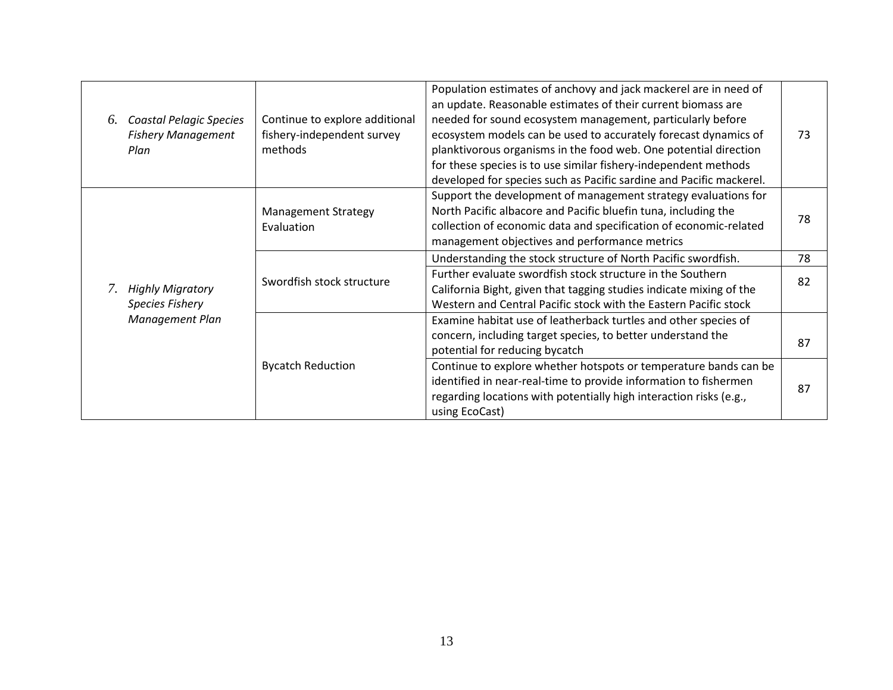| | | | |
|---|---|---|---|
| *6. Coastal Pelagic Species Fishery Management Plan* | Continue to explore additional fishery-independent survey methods | Population estimates of anchovy and jack mackerel are in need of an update. Reasonable estimates of their current biomass are needed for sound ecosystem management, particularly before ecosystem models can be used to accurately forecast dynamics of planktivorous organisms in the food web. One potential direction for these species is to use similar fishery-independent methods developed for species such as Pacific sardine and Pacific mackerel. | 73 |
| *7. Highly Migratory Species Fishery Management Plan* | Management Strategy Evaluation | Support the development of management strategy evaluations for North Pacific albacore and Pacific bluefin tuna, including the collection of economic data and specification of economic-related management objectives and performance metrics | 78 |
| | Swordfish stock structure | Understanding the stock structure of North Pacific swordfish. | 78 |
| | | Further evaluate swordfish stock structure in the Southern California Bight, given that tagging studies indicate mixing of the Western and Central Pacific stock with the Eastern Pacific stock | 82 |
| | Bycatch Reduction | Examine habitat use of leatherback turtles and other species of concern, including target species, to better understand the potential for reducing bycatch | 87 |
| | | Continue to explore whether hotspots or temperature bands can be identified in near-real-time to provide information to fishermen regarding locations with potentially high interaction risks (e.g., using EcoCast) | 87 |